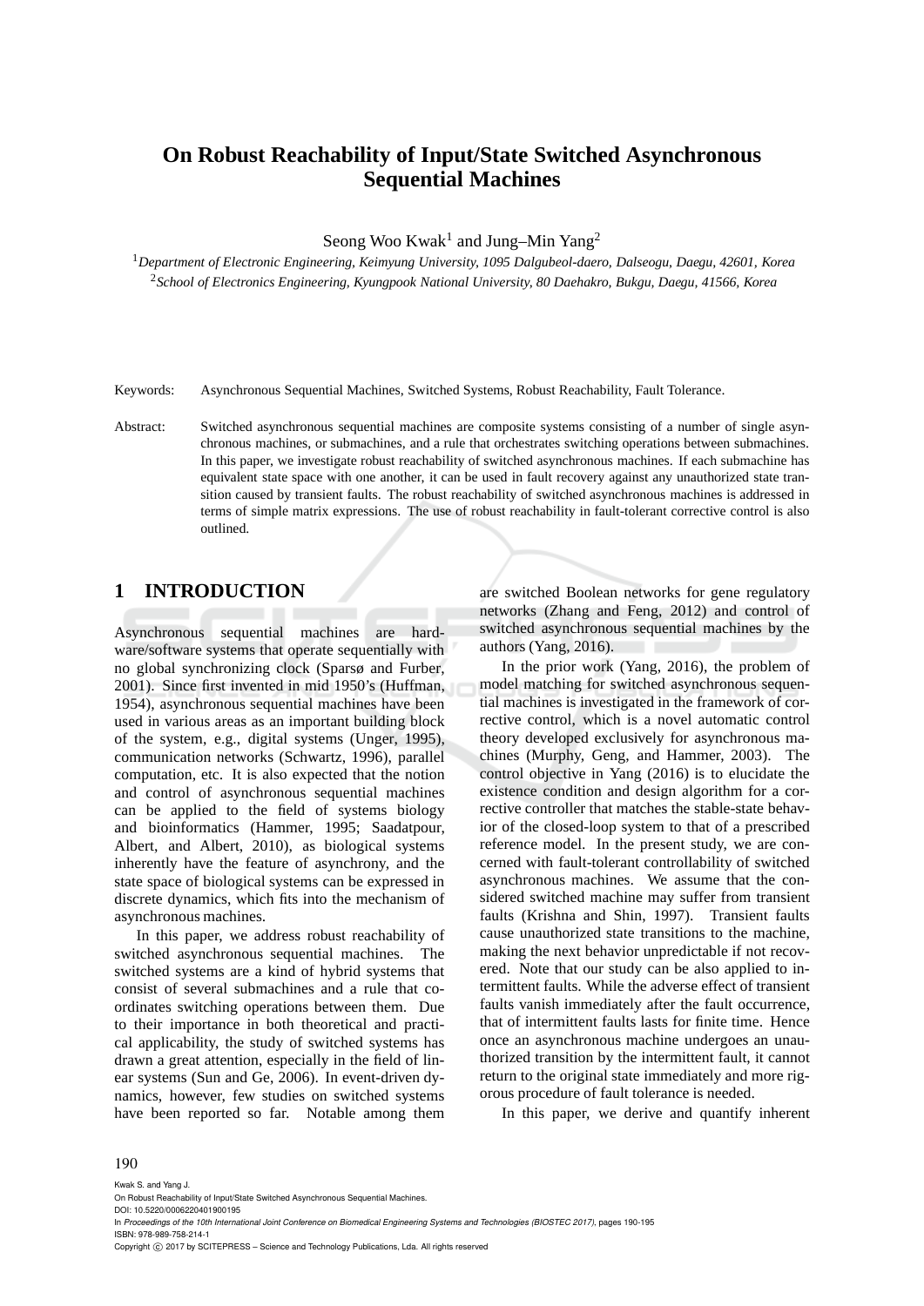# On Robust Reachability of Input/State Switched Asynchronous Sequential Machines

Seong Woo Kwak[1] and Jung–Min Yang[2]

[1]*Department of Electronic Engineering, Keimyung University, 1095 Dalgubeol-daero, Dalseogu, Daegu, 42601, Korea*
[2]*School of Electronics Engineering, Kyungpook National University, 80 Daehakro, Bukgu, Daegu, 41566, Korea*

Keywords: Asynchronous Sequential Machines, Switched Systems, Robust Reachability, Fault Tolerance.

Abstract: Switched asynchronous sequential machines are composite systems consisting of a number of single asynchronous machines, or submachines, and a rule that orchestrates switching operations between submachines. In this paper, we investigate robust reachability of switched asynchronous machines. If each submachine has equivalent state space with one another, it can be used in fault recovery against any unauthorized state transition caused by transient faults. The robust reachability of switched asynchronous machines is addressed in terms of simple matrix expressions. The use of robust reachability in fault-tolerant corrective control is also outlined.

## 1 INTRODUCTION

Asynchronous sequential machines are hardware/software systems that operate sequentially with no global synchronizing clock (Sparsø and Furber, 2001). Since first invented in mid 1950's (Huffman, 1954), asynchronous sequential machines have been used in various areas as an important building block of the system, e.g., digital systems (Unger, 1995), communication networks (Schwartz, 1996), parallel computation, etc. It is also expected that the notion and control of asynchronous sequential machines can be applied to the field of systems biology and bioinformatics (Hammer, 1995; Saadatpour, Albert, and Albert, 2010), as biological systems inherently have the feature of asynchrony, and the state space of biological systems can be expressed in discrete dynamics, which fits into the mechanism of asynchronous machines.

In this paper, we address robust reachability of switched asynchronous sequential machines. The switched systems are a kind of hybrid systems that consist of several submachines and a rule that coordinates switching operations between them. Due to their importance in both theoretical and practical applicability, the study of switched systems has drawn a great attention, especially in the field of linear systems (Sun and Ge, 2006). In event-driven dynamics, however, few studies on switched systems have been reported so far. Notable among them are switched Boolean networks for gene regulatory networks (Zhang and Feng, 2012) and control of switched asynchronous sequential machines by the authors (Yang, 2016).

In the prior work (Yang, 2016), the problem of model matching for switched asynchronous sequential machines is investigated in the framework of corrective control, which is a novel automatic control theory developed exclusively for asynchronous machines (Murphy, Geng, and Hammer, 2003). The control objective in Yang (2016) is to elucidate the existence condition and design algorithm for a corrective controller that matches the stable-state behavior of the closed-loop system to that of a prescribed reference model. In the present study, we are concerned with fault-tolerant controllability of switched asynchronous machines. We assume that the considered switched machine may suffer from transient faults (Krishna and Shin, 1997). Transient faults cause unauthorized state transitions to the machine, making the next behavior unpredictable if not recovered. Note that our study can be also applied to intermittent faults. While the adverse effect of transient faults vanish immediately after the fault occurrence, that of intermittent faults lasts for finite time. Hence once an asynchronous machine undergoes an unauthorized transition by the intermittent fault, it cannot return to the original state immediately and more rigorous procedure of fault tolerance is needed.

In this paper, we derive and quantify inherent

Kwak S. and Yang J.
On Robust Reachability of Input/State Switched Asynchronous Sequential Machines.
DOI: 10.5220/0006220401900195
In *Proceedings of the 10th International Joint Conference on Biomedical Engineering Systems and Technologies (BIOSTEC 2017)*, pages 190-195
ISBN: 978-989-758-214-1
Copyright © 2017 by SCITEPRESS – Science and Technology Publications, Lda. All rights reserved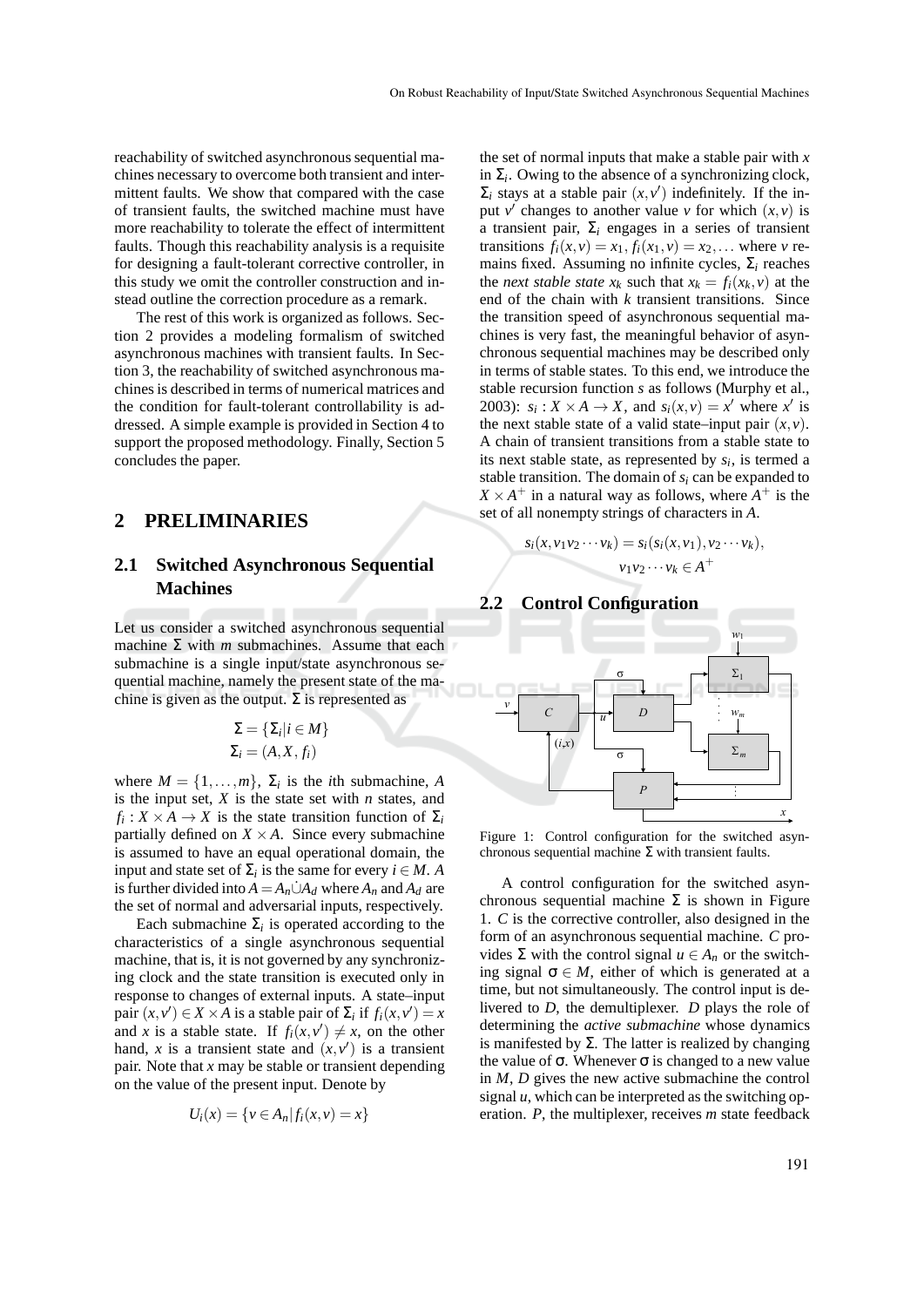reachability of switched asynchronous sequential machines necessary to overcome both transient and intermittent faults. We show that compared with the case of transient faults, the switched machine must have more reachability to tolerate the effect of intermittent faults. Though this reachability analysis is a requisite for designing a fault-tolerant corrective controller, in this study we omit the controller construction and instead outline the correction procedure as a remark.

The rest of this work is organized as follows. Section 2 provides a modeling formalism of switched asynchronous machines with transient faults. In Section 3, the reachability of switched asynchronous machines is described in terms of numerical matrices and the condition for fault-tolerant controllability is addressed. A simple example is provided in Section 4 to support the proposed methodology. Finally, Section 5 concludes the paper.

## 2 PRELIMINARIES

### 2.1 Switched Asynchronous Sequential Machines

Let us consider a switched asynchronous sequential machine $\Sigma$ with $m$ submachines. Assume that each submachine is a single input/state asynchronous sequential machine, namely the present state of the machine is given as the output. $\Sigma$ is represented as

$$\Sigma = \{\Sigma_i | i \in M\}$$
$$\Sigma_i = (A, X, f_i)$$

where $M = \{1, \ldots, m\}$, $\Sigma_i$ is the $i$th submachine, $A$ is the input set, $X$ is the state set with $n$ states, and $f_i : X \times A \to X$ is the state transition function of $\Sigma_i$ partially defined on $X \times A$. Since every submachine is assumed to have an equal operational domain, the input and state set of $\Sigma_i$ is the same for every $i \in M$. $A$ is further divided into $A = A_n \dot{\cup} A_d$ where $A_n$ and $A_d$ are the set of normal and adversarial inputs, respectively.

Each submachine $\Sigma_i$ is operated according to the characteristics of a single asynchronous sequential machine, that is, it is not governed by any synchronizing clock and the state transition is executed only in response to changes of external inputs. A state–input pair $(x, v') \in X \times A$ is a stable pair of $\Sigma_i$ if $f_i(x, v') = x$ and $x$ is a stable state. If $f_i(x, v') \neq x$, on the other hand, $x$ is a transient state and $(x, v')$ is a transient pair. Note that $x$ may be stable or transient depending on the value of the present input. Denote by

$$U_i(x) = \{v \in A_n | f_i(x, v) = x\}$$

the set of normal inputs that make a stable pair with $x$ in $\Sigma_i$. Owing to the absence of a synchronizing clock, $\Sigma_i$ stays at a stable pair $(x, v')$ indefinitely. If the input $v'$ changes to another value $v$ for which $(x, v)$ is a transient pair, $\Sigma_i$ engages in a series of transient transitions $f_i(x, v) = x_1, f_i(x_1, v) = x_2, \ldots$ where $v$ remains fixed. Assuming no infinite cycles, $\Sigma_i$ reaches the *next stable state* $x_k$ such that $x_k = f_i(x_k, v)$ at the end of the chain with $k$ transient transitions. Since the transition speed of asynchronous sequential machines is very fast, the meaningful behavior of asynchronous sequential machines may be described only in terms of stable states. To this end, we introduce the stable recursion function $s$ as follows (Murphy et al., 2003): $s_i : X \times A \to X$, and $s_i(x, v) = x'$ where $x'$ is the next stable state of a valid state–input pair $(x, v)$. A chain of transient transitions from a stable state to its next stable state, as represented by $s_i$, is termed a stable transition. The domain of $s_i$ can be expanded to $X \times A^+$ in a natural way as follows, where $A^+$ is the set of all nonempty strings of characters in $A$.

$$s_i(x, v_1 v_2 \cdots v_k) = s_i(s_i(x, v_1), v_2 \cdots v_k),$$
$$v_1 v_2 \cdots v_k \in A^+$$

### 2.2 Control Configuration

Figure 1: Control configuration for the switched asynchronous sequential machine $\Sigma$ with transient faults.

A control configuration for the switched asynchronous sequential machine $\Sigma$ is shown in Figure 1. $C$ is the corrective controller, also designed in the form of an asynchronous sequential machine. $C$ provides $\Sigma$ with the control signal $u \in A_n$ or the switching signal $\sigma \in M$, either of which is generated at a time, but not simultaneously. The control input is delivered to $D$, the demultiplexer. $D$ plays the role of determining the *active submachine* whose dynamics is manifested by $\Sigma$. The latter is realized by changing the value of $\sigma$. Whenever $\sigma$ is changed to a new value in $M$, $D$ gives the new active submachine the control signal $u$, which can be interpreted as the switching operation. $P$, the multiplexer, receives $m$ state feedback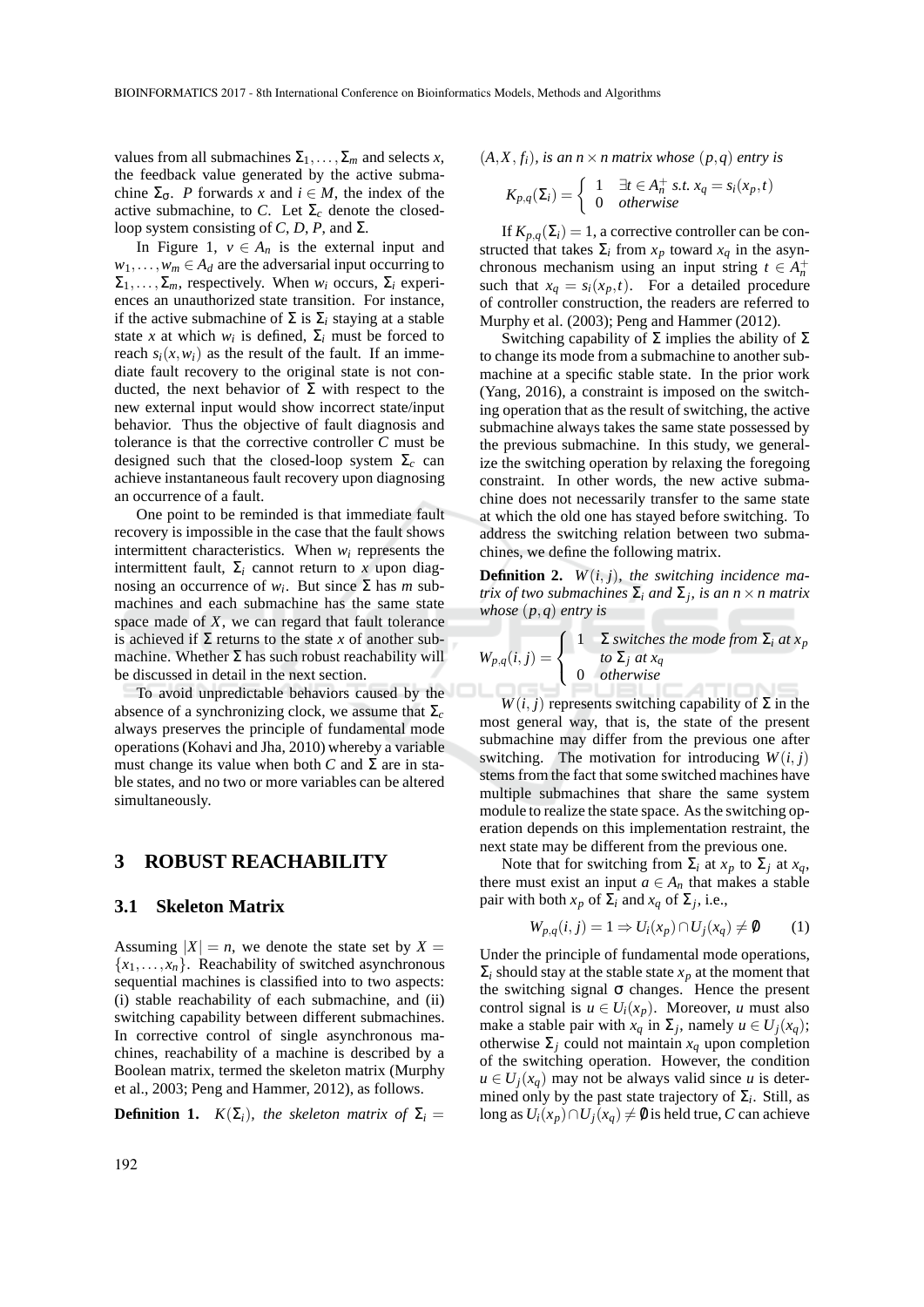values from all submachines $\Sigma_1, \ldots, \Sigma_m$ and selects $x$, the feedback value generated by the active submachine $\Sigma_\sigma$. $P$ forwards $x$ and $i \in M$, the index of the active submachine, to $C$. Let $\Sigma_c$ denote the closed-loop system consisting of $C$, $D$, $P$, and $\Sigma$.

In Figure 1, $v \in A_n$ is the external input and $w_1, \ldots, w_m \in A_d$ are the adversarial input occurring to $\Sigma_1, \ldots, \Sigma_m$, respectively. When $w_i$ occurs, $\Sigma_i$ experiences an unauthorized state transition. For instance, if the active submachine of $\Sigma$ is $\Sigma_i$ staying at a stable state $x$ at which $w_i$ is defined, $\Sigma_i$ must be forced to reach $s_i(x, w_i)$ as the result of the fault. If an immediate fault recovery to the original state is not conducted, the next behavior of $\Sigma$ with respect to the new external input would show incorrect state/input behavior. Thus the objective of fault diagnosis and tolerance is that the corrective controller $C$ must be designed such that the closed-loop system $\Sigma_c$ can achieve instantaneous fault recovery upon diagnosing an occurrence of a fault.

One point to be reminded is that immediate fault recovery is impossible in the case that the fault shows intermittent characteristics. When $w_i$ represents the intermittent fault, $\Sigma_i$ cannot return to $x$ upon diagnosing an occurrence of $w_i$. But since $\Sigma$ has $m$ submachines and each submachine has the same state space made of $X$, we can regard that fault tolerance is achieved if $\Sigma$ returns to the state $x$ of another submachine. Whether $\Sigma$ has such robust reachability will be discussed in detail in the next section.

To avoid unpredictable behaviors caused by the absence of a synchronizing clock, we assume that $\Sigma_c$ always preserves the principle of fundamental mode operations (Kohavi and Jha, 2010) whereby a variable must change its value when both $C$ and $\Sigma$ are in stable states, and no two or more variables can be altered simultaneously.

## 3 ROBUST REACHABILITY

### 3.1 Skeleton Matrix

Assuming $|X| = n$, we denote the state set by $X = \{x_1, \ldots, x_n\}$. Reachability of switched asynchronous sequential machines is classified into to two aspects: (i) stable reachability of each submachine, and (ii) switching capability between different submachines. In corrective control of single asynchronous machines, reachability of a machine is described by a Boolean matrix, termed the skeleton matrix (Murphy et al., 2003; Peng and Hammer, 2012), as follows.

**Definition 1.** *$K(\Sigma_i)$, the skeleton matrix of $\Sigma_i = (A, X, f_i)$, is an $n \times n$ matrix whose $(p, q)$ entry is*

$$K_{p,q}(\Sigma_i) = \begin{cases} 1 & \exists t \in A_n^+ \text{ s.t. } x_q = s_i(x_p, t) \\ 0 & \text{otherwise} \end{cases}$$

If $K_{p,q}(\Sigma_i) = 1$, a corrective controller can be constructed that takes $\Sigma_i$ from $x_p$ toward $x_q$ in the asynchronous mechanism using an input string $t \in A_n^+$ such that $x_q = s_i(x_p, t)$. For a detailed procedure of controller construction, the readers are referred to Murphy et al. (2003); Peng and Hammer (2012).

Switching capability of $\Sigma$ implies the ability of $\Sigma$ to change its mode from a submachine to another submachine at a specific stable state. In the prior work (Yang, 2016), a constraint is imposed on the switching operation that as the result of switching, the active submachine always takes the same state possessed by the previous submachine. In this study, we generalize the switching operation by relaxing the foregoing constraint. In other words, the new active submachine does not necessarily transfer to the same state at which the old one has stayed before switching. To address the switching relation between two submachines, we define the following matrix.

**Definition 2.** *$W(i, j)$, the switching incidence matrix of two submachines $\Sigma_i$ and $\Sigma_j$, is an $n \times n$ matrix whose $(p, q)$ entry is*

$$W_{p,q}(i, j) = \begin{cases} 1 & \Sigma \text{ switches the mode from } \Sigma_i \text{ at } x_p \text{ to } \Sigma_j \text{ at } x_q \\ 0 & \text{otherwise} \end{cases}$$

$W(i, j)$ represents switching capability of $\Sigma$ in the most general way, that is, the state of the present submachine may differ from the previous one after switching. The motivation for introducing $W(i, j)$ stems from the fact that some switched machines have multiple submachines that share the same system module to realize the state space. As the switching operation depends on this implementation restraint, the next state may be different from the previous one.

Note that for switching from $\Sigma_i$ at $x_p$ to $\Sigma_j$ at $x_q$, there must exist an input $a \in A_n$ that makes a stable pair with both $x_p$ of $\Sigma_i$ and $x_q$ of $\Sigma_j$, i.e.,

$$W_{p,q}(i, j) = 1 \Rightarrow U_i(x_p) \cap U_j(x_q) \neq \emptyset \qquad (1)$$

Under the principle of fundamental mode operations, $\Sigma_i$ should stay at the stable state $x_p$ at the moment that the switching signal $\sigma$ changes. Hence the present control signal is $u \in U_i(x_p)$. Moreover, $u$ must also make a stable pair with $x_q$ in $\Sigma_j$, namely $u \in U_j(x_q)$; otherwise $\Sigma_j$ could not maintain $x_q$ upon completion of the switching operation. However, the condition $u \in U_j(x_q)$ may not be always valid since $u$ is determined only by the past state trajectory of $\Sigma_i$. Still, as long as $U_i(x_p) \cap U_j(x_q) \neq \emptyset$ is held true, $C$ can achieve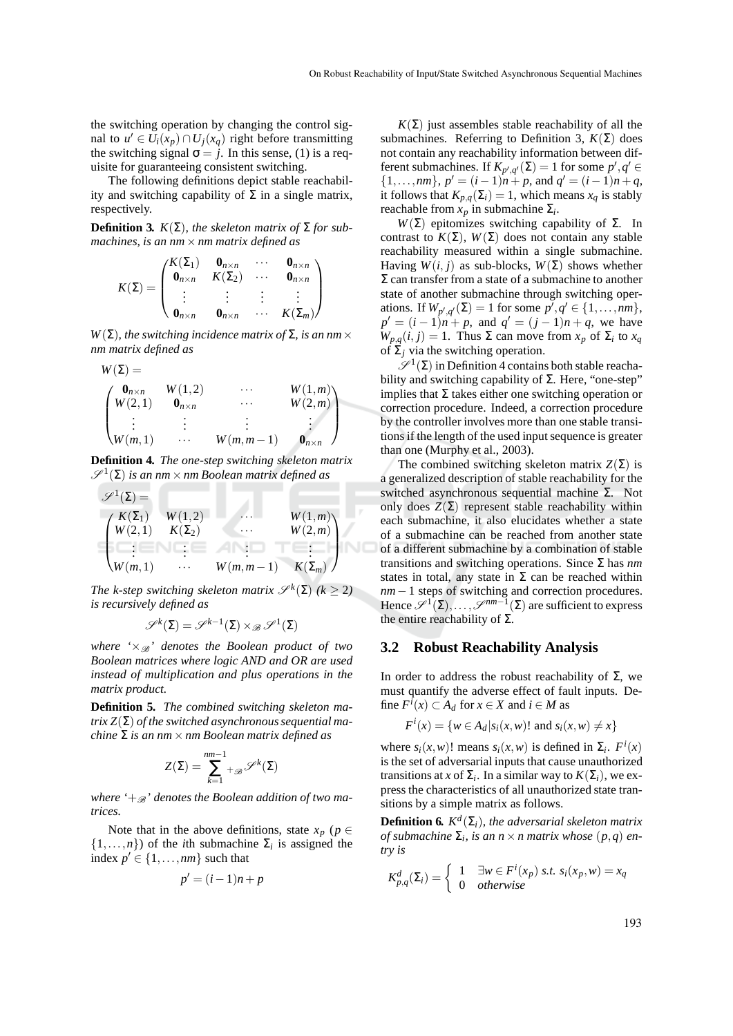the switching operation by changing the control signal to $u' \in U_i(x_p) \cap U_j(x_q)$ right before transmitting the switching signal $\sigma = j$. In this sense, (1) is a requisite for guaranteeing consistent switching.

The following definitions depict stable reachability and switching capability of $\Sigma$ in a single matrix, respectively.

**Definition 3.** *$K(\Sigma)$, the skeleton matrix of $\Sigma$ for submachines, is an $nm \times nm$ matrix defined as*

$$K(\Sigma) = \begin{pmatrix} K(\Sigma_1) & \mathbf{0}_{n\times n} & \cdots & \mathbf{0}_{n\times n} \\ \mathbf{0}_{n\times n} & K(\Sigma_2) & \cdots & \mathbf{0}_{n\times n} \\ \vdots & \vdots & \vdots & \vdots \\ \mathbf{0}_{n\times n} & \mathbf{0}_{n\times n} & \cdots & K(\Sigma_m) \end{pmatrix}$$

*$W(\Sigma)$, the switching incidence matrix of $\Sigma$, is an $nm \times nm$ matrix defined as*

$$W(\Sigma) = \begin{pmatrix} \mathbf{0}_{n\times n} & W(1,2) & \cdots & W(1,m) \\ W(2,1) & \mathbf{0}_{n\times n} & \cdots & W(2,m) \\ \vdots & \vdots & \vdots & \vdots \\ W(m,1) & \cdots & W(m,m-1) & \mathbf{0}_{n\times n} \end{pmatrix}$$

**Definition 4.** *The one-step switching skeleton matrix $\mathscr{S}^1(\Sigma)$ is an $nm \times nm$ Boolean matrix defined as*

$$\mathscr{S}^1(\Sigma) = \begin{pmatrix} K(\Sigma_1) & W(1,2) & \cdots & W(1,m) \\ W(2,1) & K(\Sigma_2) & \cdots & W(2,m) \\ \vdots & \vdots & \vdots & \vdots \\ W(m,1) & \cdots & W(m,m-1) & K(\Sigma_m) \end{pmatrix}$$

*The k-step switching skeleton matrix $\mathscr{S}^k(\Sigma)$ ($k \geq 2$) is recursively defined as*

$$\mathscr{S}^k(\Sigma) = \mathscr{S}^{k-1}(\Sigma) \times_{\mathscr{B}} \mathscr{S}^1(\Sigma)$$

*where '$\times_{\mathscr{B}}$' denotes the Boolean product of two Boolean matrices where logic AND and OR are used instead of multiplication and plus operations in the matrix product.*

**Definition 5.** *The combined switching skeleton matrix $Z(\Sigma)$ of the switched asynchronous sequential machine $\Sigma$ is an $nm \times nm$ Boolean matrix defined as*

$$Z(\Sigma) = \sum_{k=1}^{nm-1} {}_{+_{\mathscr{B}}} \mathscr{S}^k(\Sigma)$$

*where '$+_{\mathscr{B}}$' denotes the Boolean addition of two matrices.*

Note that in the above definitions, state $x_p$ ($p \in \{1,\ldots,n\}$) of the $i$th submachine $\Sigma_i$ is assigned the index $p' \in \{1,\ldots,nm\}$ such that

$$p' = (i-1)n + p$$

$K(\Sigma)$ just assembles stable reachability of all the submachines. Referring to Definition 3, $K(\Sigma)$ does not contain any reachability information between different submachines. If $K_{p',q'}(\Sigma) = 1$ for some $p', q' \in \{1,\ldots,nm\}$, $p' = (i-1)n + p$, and $q' = (i-1)n + q$, it follows that $K_{p,q}(\Sigma_i) = 1$, which means $x_q$ is stably reachable from $x_p$ in submachine $\Sigma_i$.

$W(\Sigma)$ epitomizes switching capability of $\Sigma$. In contrast to $K(\Sigma)$, $W(\Sigma)$ does not contain any stable reachability measured within a single submachine. Having $W(i,j)$ as sub-blocks, $W(\Sigma)$ shows whether $\Sigma$ can transfer from a state of a submachine to another state of another submachine through switching operations. If $W_{p',q'}(\Sigma) = 1$ for some $p', q' \in \{1,\ldots,nm\}$, $p' = (i-1)n + p$, and $q' = (j-1)n + q$, we have $W_{p,q}(i,j) = 1$. Thus $\Sigma$ can move from $x_p$ of $\Sigma_i$ to $x_q$ of $\Sigma_j$ via the switching operation.

$\mathscr{S}^1(\Sigma)$ in Definition 4 contains both stable reachability and switching capability of $\Sigma$. Here, "one-step" implies that $\Sigma$ takes either one switching operation or correction procedure. Indeed, a correction procedure by the controller involves more than one stable transitions if the length of the used input sequence is greater than one (Murphy et al., 2003).

The combined switching skeleton matrix $Z(\Sigma)$ is a generalized description of stable reachability for the switched asynchronous sequential machine $\Sigma$. Not only does $Z(\Sigma)$ represent stable reachability within each submachine, it also elucidates whether a state of a submachine can be reached from another state of a different submachine by a combination of stable transitions and switching operations. Since $\Sigma$ has $nm$ states in total, any state in $\Sigma$ can be reached within $nm - 1$ steps of switching and correction procedures. Hence $\mathscr{S}^1(\Sigma), \ldots, \mathscr{S}^{nm-1}(\Sigma)$ are sufficient to express the entire reachability of $\Sigma$.

### 3.2 Robust Reachability Analysis

In order to address the robust reachability of $\Sigma$, we must quantify the adverse effect of fault inputs. Define $F^i(x) \subset A_d$ for $x \in X$ and $i \in M$ as

$$F^i(x) = \{w \in A_d | s_i(x,w)! \text{ and } s_i(x,w) \neq x\}$$

where $s_i(x,w)!$ means $s_i(x,w)$ is defined in $\Sigma_i$. $F^i(x)$ is the set of adversarial inputs that cause unauthorized transitions at $x$ of $\Sigma_i$. In a similar way to $K(\Sigma_i)$, we express the characteristics of all unauthorized state transitions by a simple matrix as follows.

**Definition 6.** *$K^d(\Sigma_i)$, the adversarial skeleton matrix of submachine $\Sigma_i$, is an $n \times n$ matrix whose $(p,q)$ entry is*

$$K^d_{p,q}(\Sigma_i) = \begin{cases} 1 & \exists w \in F^i(x_p) \text{ s.t. } s_i(x_p,w) = x_q \\ 0 & \text{otherwise} \end{cases}$$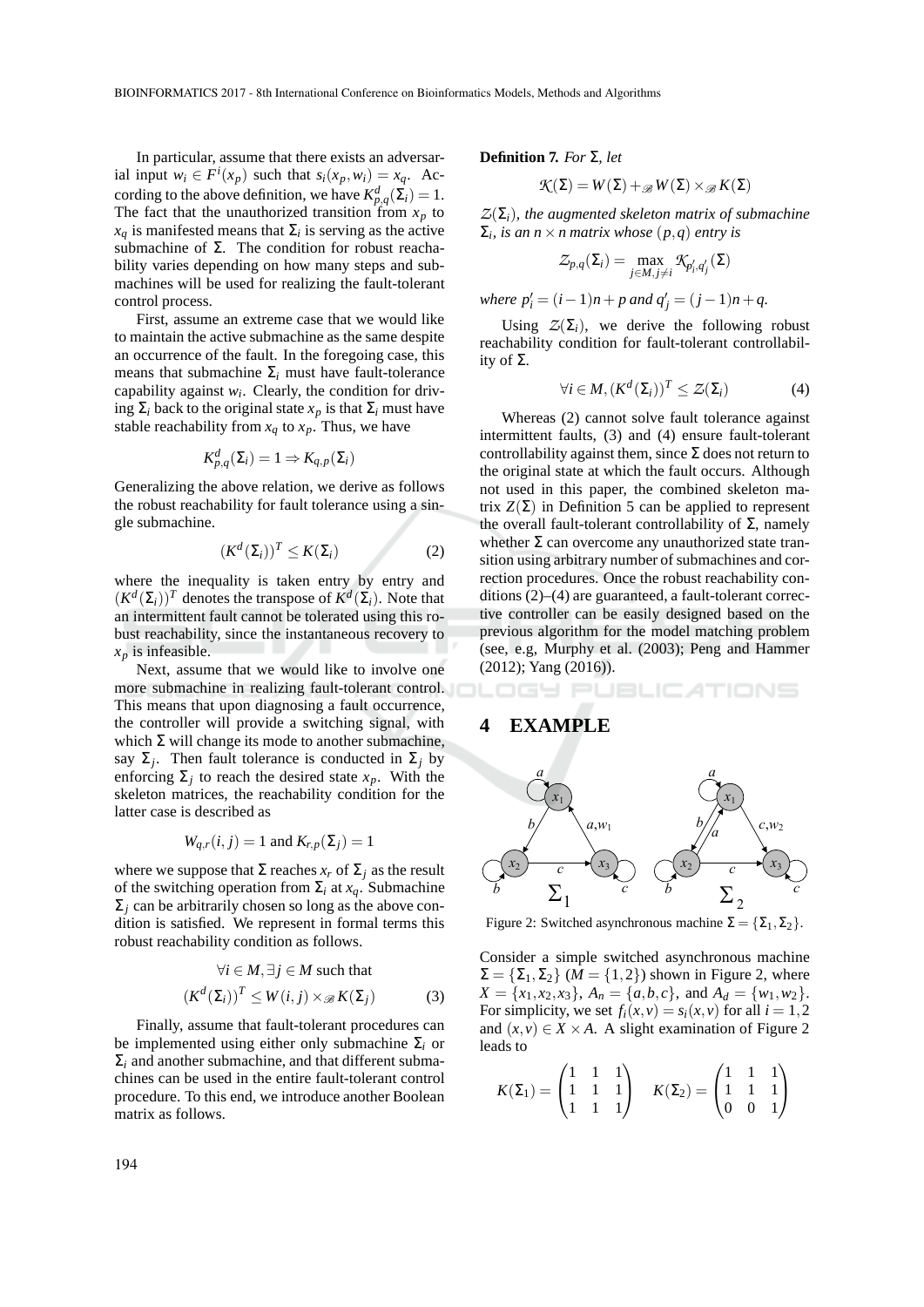In particular, assume that there exists an adversarial input $w_i \in F^i(x_p)$ such that $s_i(x_p, w_i) = x_q$. According to the above definition, we have $K^d_{p,q}(\Sigma_i) = 1$. The fact that the unauthorized transition from $x_p$ to $x_q$ is manifested means that $\Sigma_i$ is serving as the active submachine of $\Sigma$. The condition for robust reachability varies depending on how many steps and submachines will be used for realizing the fault-tolerant control process.

First, assume an extreme case that we would like to maintain the active submachine as the same despite an occurrence of the fault. In the foregoing case, this means that submachine $\Sigma_i$ must have fault-tolerance capability against $w_i$. Clearly, the condition for driving $\Sigma_i$ back to the original state $x_p$ is that $\Sigma_i$ must have stable reachability from $x_q$ to $x_p$. Thus, we have

$$K^d_{p,q}(\Sigma_i) = 1 \Rightarrow K_{q,p}(\Sigma_i)$$

Generalizing the above relation, we derive as follows the robust reachability for fault tolerance using a single submachine.

$$(K^d(\Sigma_i))^T \leq K(\Sigma_i) \tag{2}$$

where the inequality is taken entry by entry and $(K^d(\Sigma_i))^T$ denotes the transpose of $K^d(\Sigma_i)$. Note that an intermittent fault cannot be tolerated using this robust reachability, since the instantaneous recovery to $x_p$ is infeasible.

Next, assume that we would like to involve one more submachine in realizing fault-tolerant control. This means that upon diagnosing a fault occurrence, the controller will provide a switching signal, with which $\Sigma$ will change its mode to another submachine, say $\Sigma_j$. Then fault tolerance is conducted in $\Sigma_j$ by enforcing $\Sigma_j$ to reach the desired state $x_p$. With the skeleton matrices, the reachability condition for the latter case is described as

$$W_{q,r}(i,j) = 1 \text{ and } K_{r,p}(\Sigma_j) = 1$$

where we suppose that $\Sigma$ reaches $x_r$ of $\Sigma_j$ as the result of the switching operation from $\Sigma_i$ at $x_q$. Submachine $\Sigma_j$ can be arbitrarily chosen so long as the above condition is satisfied. We represent in formal terms this robust reachability condition as follows.

$$\forall i \in M, \exists j \in M \text{ such that}$$
$$(K^d(\Sigma_i))^T \leq W(i,j) \times_{\mathscr{B}} K(\Sigma_j) \tag{3}$$

Finally, assume that fault-tolerant procedures can be implemented using either only submachine $\Sigma_i$ or $\Sigma_i$ and another submachine, and that different submachines can be used in the entire fault-tolerant control procedure. To this end, we introduce another Boolean matrix as follows.

**Definition 7.** *For $\Sigma$, let*

$$\mathcal{K}(\Sigma) = W(\Sigma) +_{\mathscr{B}} W(\Sigma) \times_{\mathscr{B}} K(\Sigma)$$

*$\mathcal{Z}(\Sigma_i)$, the augmented skeleton matrix of submachine $\Sigma_i$, is an $n \times n$ matrix whose $(p,q)$ entry is*

$$\mathcal{Z}_{p,q}(\Sigma_i) = \max_{j \in M, j \neq i} \mathcal{K}_{p'_i, q'_j}(\Sigma)$$

*where $p'_i = (i-1)n + p$ and $q'_j = (j-1)n + q$.*

Using $\mathcal{Z}(\Sigma_i)$, we derive the following robust reachability condition for fault-tolerant controllability of $\Sigma$.

$$\forall i \in M, (K^d(\Sigma_i))^T \leq \mathcal{Z}(\Sigma_i) \tag{4}$$

Whereas (2) cannot solve fault tolerance against intermittent faults, (3) and (4) ensure fault-tolerant controllability against them, since $\Sigma$ does not return to the original state at which the fault occurs. Although not used in this paper, the combined skeleton matrix $Z(\Sigma)$ in Definition 5 can be applied to represent the overall fault-tolerant controllability of $\Sigma$, namely whether $\Sigma$ can overcome any unauthorized state transition using arbitrary number of submachines and correction procedures. Once the robust reachability conditions (2)–(4) are guaranteed, a fault-tolerant corrective controller can be easily designed based on the previous algorithm for the model matching problem (see, e.g, Murphy et al. (2003); Peng and Hammer (2012); Yang (2016)).

## 4 EXAMPLE

Figure 2: Switched asynchronous machine $\Sigma = \{\Sigma_1, \Sigma_2\}$.

Consider a simple switched asynchronous machine $\Sigma = \{\Sigma_1, \Sigma_2\}$ ($M = \{1,2\}$) shown in Figure 2, where $X = \{x_1, x_2, x_3\}$, $A_n = \{a,b,c\}$, and $A_d = \{w_1, w_2\}$. For simplicity, we set $f_i(x,v) = s_i(x,v)$ for all $i = 1,2$ and $(x,v) \in X \times A$. A slight examination of Figure 2 leads to

$$K(\Sigma_1) = \begin{pmatrix} 1 & 1 & 1 \\ 1 & 1 & 1 \\ 1 & 1 & 1 \end{pmatrix} \quad K(\Sigma_2) = \begin{pmatrix} 1 & 1 & 1 \\ 1 & 1 & 1 \\ 0 & 0 & 1 \end{pmatrix}$$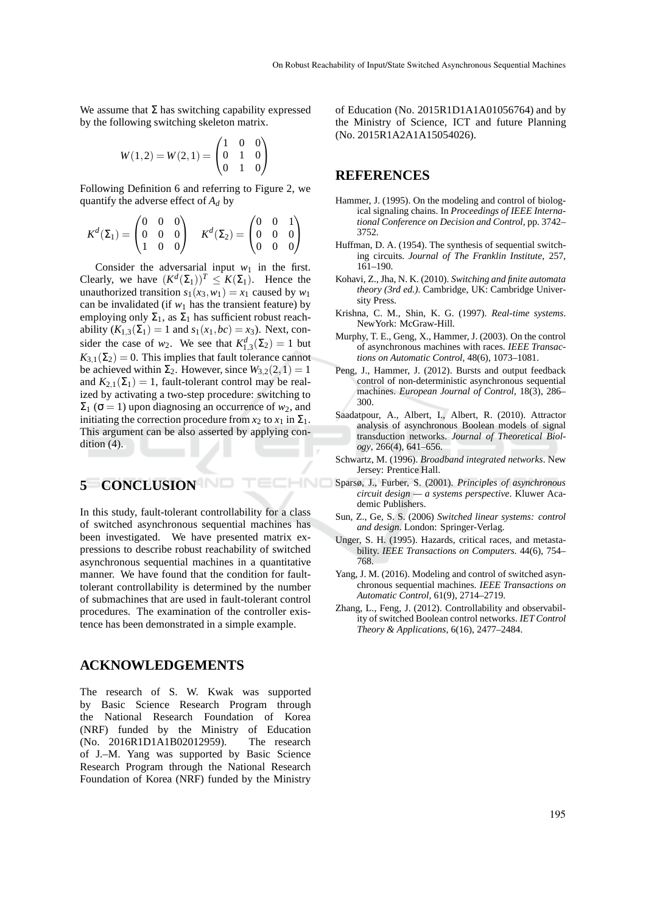We assume that $\Sigma$ has switching capability expressed by the following switching skeleton matrix.

$$W(1,2) = W(2,1) = \begin{pmatrix} 1 & 0 & 0 \\ 0 & 1 & 0 \\ 0 & 1 & 0 \end{pmatrix}$$

Following Definition 6 and referring to Figure 2, we quantify the adverse effect of $A_d$ by

$$K^d(\Sigma_1) = \begin{pmatrix} 0 & 0 & 0 \\ 0 & 0 & 0 \\ 1 & 0 & 0 \end{pmatrix} \quad K^d(\Sigma_2) = \begin{pmatrix} 0 & 0 & 1 \\ 0 & 0 & 0 \\ 0 & 0 & 0 \end{pmatrix}$$

Consider the adversarial input $w_1$ in the first. Clearly, we have $(K^d(\Sigma_1))^T \leq K(\Sigma_1)$. Hence the unauthorized transition $s_1(x_3, w_1) = x_1$ caused by $w_1$ can be invalidated (if $w_1$ has the transient feature) by employing only $\Sigma_1$, as $\Sigma_1$ has sufficient robust reachability ($K_{1,3}(\Sigma_1) = 1$ and $s_1(x_1, bc) = x_3$). Next, consider the case of $w_2$. We see that $K^d_{1,3}(\Sigma_2) = 1$ but $K_{3,1}(\Sigma_2) = 0$. This implies that fault tolerance cannot be achieved within $\Sigma_2$. However, since $W_{3,2}(2,1) = 1$ and $K_{2,1}(\Sigma_1) = 1$, fault-tolerant control may be realized by activating a two-step procedure: switching to $\Sigma_1$ ($\sigma = 1$) upon diagnosing an occurrence of $w_2$, and initiating the correction procedure from $x_2$ to $x_1$ in $\Sigma_1$. This argument can be also asserted by applying condition (4).

## 5 CONCLUSION

In this study, fault-tolerant controllability for a class of switched asynchronous sequential machines has been investigated. We have presented matrix expressions to describe robust reachability of switched asynchronous sequential machines in a quantitative manner. We have found that the condition for fault-tolerant controllability is determined by the number of submachines that are used in fault-tolerant control procedures. The examination of the controller existence has been demonstrated in a simple example.

## ACKNOWLEDGEMENTS

The research of S. W. Kwak was supported by Basic Science Research Program through the National Research Foundation of Korea (NRF) funded by the Ministry of Education (No. 2016R1D1A1B02012959). The research of J.–M. Yang was supported by Basic Science Research Program through the National Research Foundation of Korea (NRF) funded by the Ministry of Education (No. 2015R1D1A1A01056764) and by the Ministry of Science, ICT and future Planning (No. 2015R1A2A1A15054026).

## REFERENCES

Hammer, J. (1995). On the modeling and control of biological signaling chains. In *Proceedings of IEEE International Conference on Decision and Control*, pp. 3742–3752.

Huffman, D. A. (1954). The synthesis of sequential switching circuits. *Journal of The Franklin Institute*, 257, 161–190.

Kohavi, Z., Jha, N. K. (2010). *Switching and finite automata theory (3rd ed.)*. Cambridge, UK: Cambridge University Press.

Krishna, C. M., Shin, K. G. (1997). *Real-time systems*. NewYork: McGraw-Hill.

Murphy, T. E., Geng, X., Hammer, J. (2003). On the control of asynchronous machines with races. *IEEE Transactions on Automatic Control*, 48(6), 1073–1081.

Peng, J., Hammer, J. (2012). Bursts and output feedback control of non-deterministic asynchronous sequential machines. *European Journal of Control*, 18(3), 286–300.

Saadatpour, A., Albert, I., Albert, R. (2010). Attractor analysis of asynchronous Boolean models of signal transduction networks. *Journal of Theoretical Biology*, 266(4), 641–656.

Schwartz, M. (1996). *Broadband integrated networks*. New Jersey: Prentice Hall.

Sparsø, J., Furber, S. (2001). *Principles of asynchronous circuit design — a systems perspective*. Kluwer Academic Publishers.

Sun, Z., Ge, S. S. (2006) *Switched linear systems: control and design*. London: Springer-Verlag.

Unger, S. H. (1995). Hazards, critical races, and metastability. *IEEE Transactions on Computers.* 44(6), 754–768.

Yang, J. M. (2016). Modeling and control of switched asynchronous sequential machines. *IEEE Transactions on Automatic Control*, 61(9), 2714–2719.

Zhang, L., Feng, J. (2012). Controllability and observability of switched Boolean control networks. *IET Control Theory & Applications*, 6(16), 2477–2484.